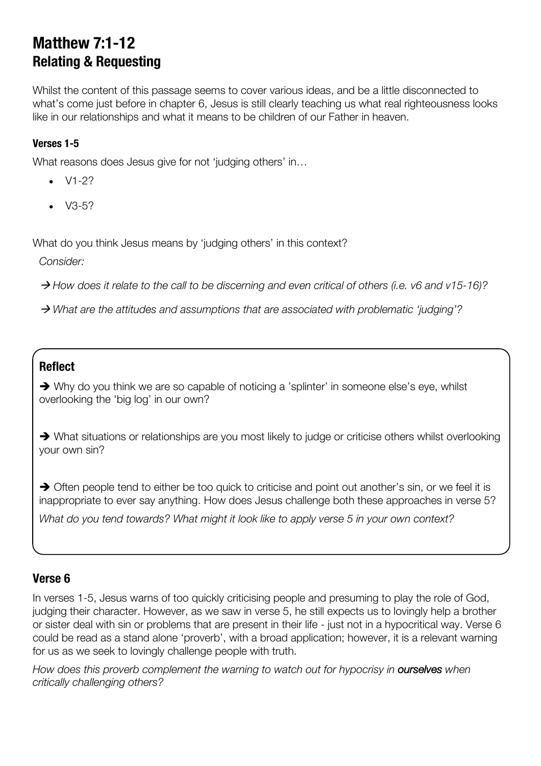# Matthew 7:1-12
## Relating & Requesting

Whilst the content of this passage seems to cover various ideas, and be a little disconnected to what's come just before in chapter 6, Jesus is still clearly teaching us what real righteousness looks like in our relationships and what it means to be children of our Father in heaven.

#### Verses 1-5

What reasons does Jesus give for not 'judging others' in…

- V1-2?
- V3-5?

What do you think Jesus means by 'judging others' in this context?

*Consider:*

→ *How does it relate to the call to be discerning and even critical of others (i.e. v6 and v15-16)?*

→ *What are the attitudes and assumptions that are associated with problematic 'judging'?*

### Reflect

➔ Why do you think we are so capable of noticing a 'splinter' in someone else's eye, whilst overlooking the 'big log' in our own?

➔ What situations or relationships are you most likely to judge or criticise others whilst overlooking your own sin?

➔ Often people tend to either be too quick to criticise and point out another's sin, or we feel it is inappropriate to ever say anything. How does Jesus challenge both these approaches in verse 5?

*What do you tend towards? What might it look like to apply verse 5 in your own context?*

## Verse 6

In verses 1-5, Jesus warns of too quickly criticising people and presuming to play the role of God, judging their character. However, as we saw in verse 5, he still expects us to lovingly help a brother or sister deal with sin or problems that are present in their life - just not in a hypocritical way. Verse 6 could be read as a stand alone 'proverb', with a broad application; however, it is a relevant warning for us as we seek to lovingly challenge people with truth.

*How does this proverb complement the warning to watch out for hypocrisy in* ***ourselves*** *when critically challenging others?*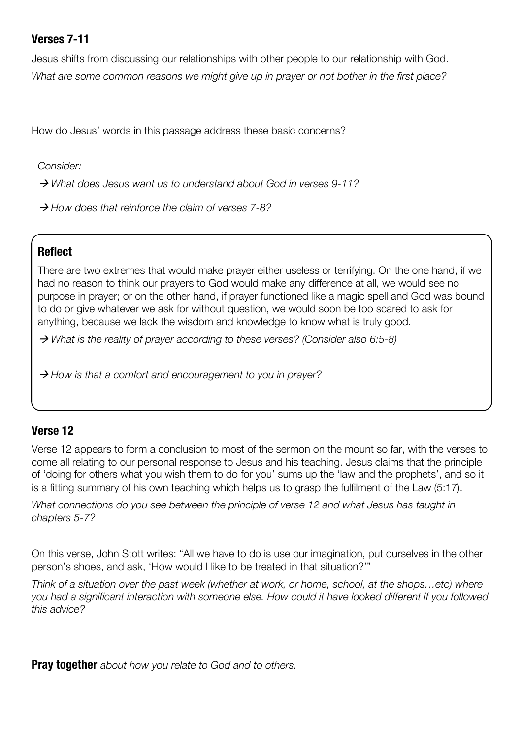### Verses 7-11

Jesus shifts from discussing our relationships with other people to our relationship with God.

*What are some common reasons we might give up in prayer or not bother in the first place?*

How do Jesus' words in this passage address these basic concerns?

*Consider:*

→ *What does Jesus want us to understand about God in verses 9-11?*

→ *How does that reinforce the claim of verses 7-8?*

> **Reflect**
>
> There are two extremes that would make prayer either useless or terrifying. On the one hand, if we had no reason to think our prayers to God would make any difference at all, we would see no purpose in prayer; or on the other hand, if prayer functioned like a magic spell and God was bound to do or give whatever we ask for without question, we would soon be too scared to ask for anything, because we lack the wisdom and knowledge to know what is truly good.
>
> → *What is the reality of prayer according to these verses? (Consider also 6:5-8)*
>
> → *How is that a comfort and encouragement to you in prayer?*

### Verse 12

Verse 12 appears to form a conclusion to most of the sermon on the mount so far, with the verses to come all relating to our personal response to Jesus and his teaching. Jesus claims that the principle of 'doing for others what you wish them to do for you' sums up the 'law and the prophets', and so it is a fitting summary of his own teaching which helps us to grasp the fulfilment of the Law (5:17).

*What connections do you see between the principle of verse 12 and what Jesus has taught in chapters 5-7?*

On this verse, John Stott writes: "All we have to do is use our imagination, put ourselves in the other person's shoes, and ask, 'How would I like to be treated in that situation?'"

*Think of a situation over the past week (whether at work, or home, school, at the shops…etc) where you had a significant interaction with someone else. How could it have looked different if you followed this advice?*

**Pray together** *about how you relate to God and to others.*